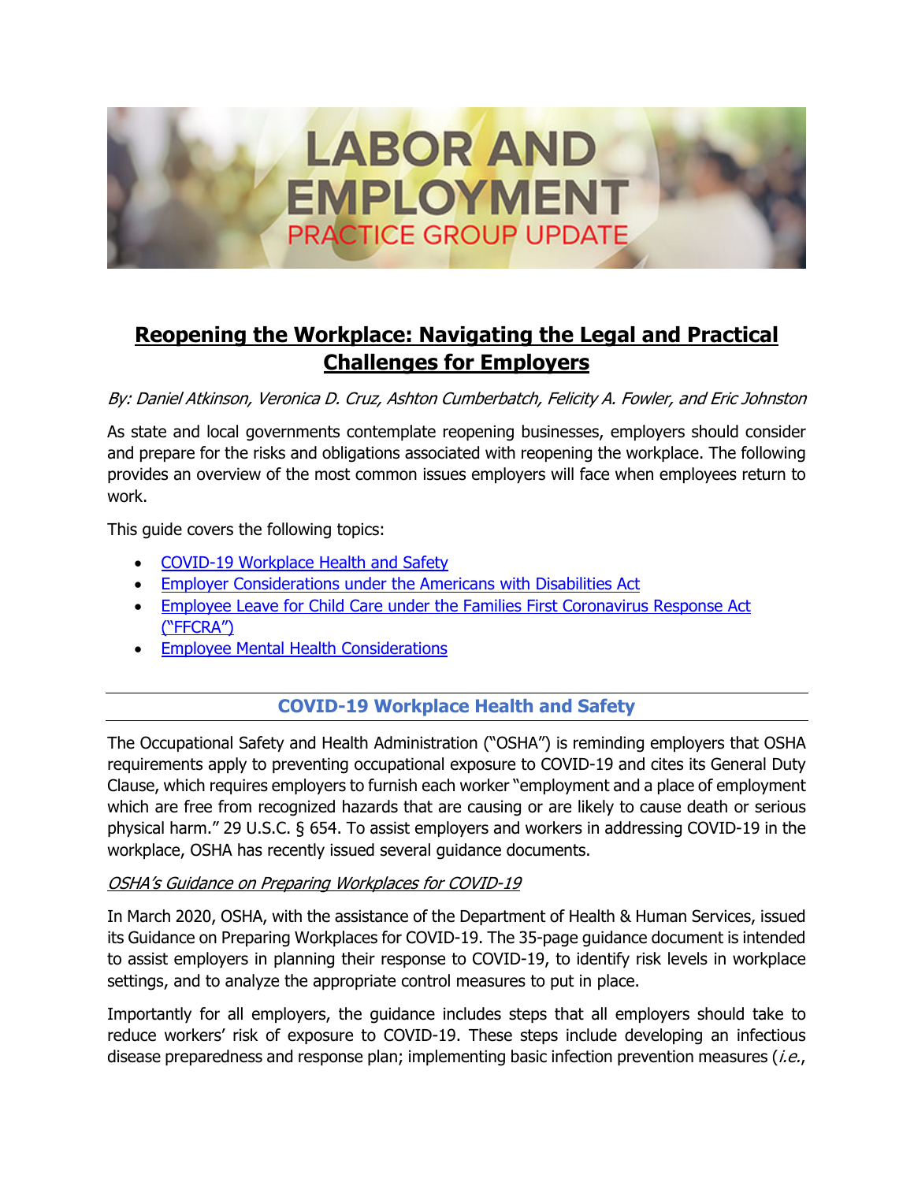# LABOR AND EMPLOYMENT
PRACTICE GROUP UPDATE

## Reopening the Workplace: Navigating the Legal and Practical Challenges for Employers

*By: Daniel Atkinson, Veronica D. Cruz, Ashton Cumberbatch, Felicity A. Fowler, and Eric Johnston*

As state and local governments contemplate reopening businesses, employers should consider and prepare for the risks and obligations associated with reopening the workplace. The following provides an overview of the most common issues employers will face when employees return to work.

This guide covers the following topics:

- COVID-19 Workplace Health and Safety
- Employer Considerations under the Americans with Disabilities Act
- Employee Leave for Child Care under the Families First Coronavirus Response Act ("FFCRA")
- Employee Mental Health Considerations

### COVID-19 Workplace Health and Safety

The Occupational Safety and Health Administration ("OSHA") is reminding employers that OSHA requirements apply to preventing occupational exposure to COVID-19 and cites its General Duty Clause, which requires employers to furnish each worker "employment and a place of employment which are free from recognized hazards that are causing or are likely to cause death or serious physical harm." 29 U.S.C. § 654. To assist employers and workers in addressing COVID-19 in the workplace, OSHA has recently issued several guidance documents.

*OSHA's Guidance on Preparing Workplaces for COVID-19*

In March 2020, OSHA, with the assistance of the Department of Health & Human Services, issued its Guidance on Preparing Workplaces for COVID-19. The 35-page guidance document is intended to assist employers in planning their response to COVID-19, to identify risk levels in workplace settings, and to analyze the appropriate control measures to put in place.

Importantly for all employers, the guidance includes steps that all employers should take to reduce workers' risk of exposure to COVID-19. These steps include developing an infectious disease preparedness and response plan; implementing basic infection prevention measures (*i.e.*,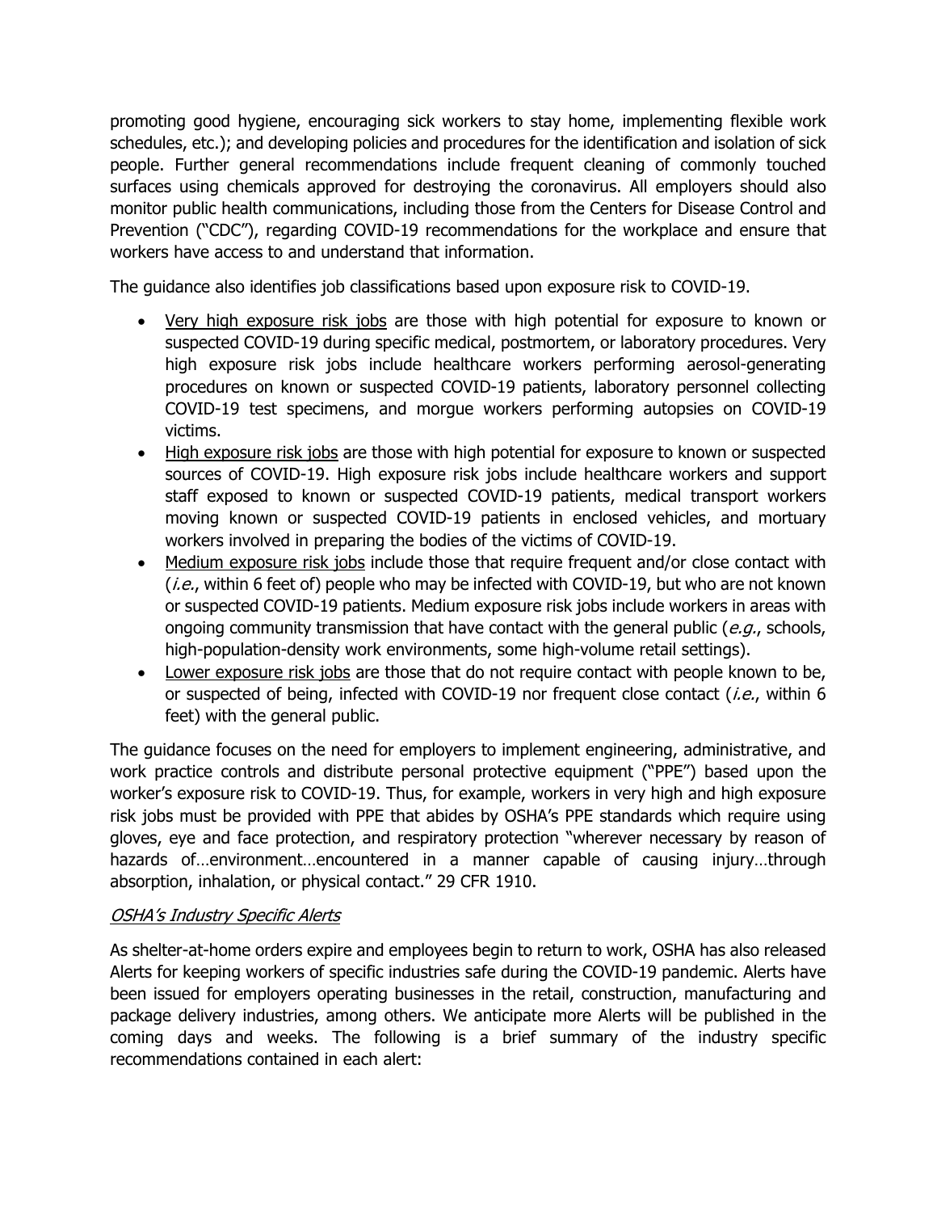promoting good hygiene, encouraging sick workers to stay home, implementing flexible work schedules, etc.); and developing policies and procedures for the identification and isolation of sick people. Further general recommendations include frequent cleaning of commonly touched surfaces using chemicals approved for destroying the coronavirus. All employers should also monitor public health communications, including those from the Centers for Disease Control and Prevention ("CDC"), regarding COVID-19 recommendations for the workplace and ensure that workers have access to and understand that information.

The guidance also identifies job classifications based upon exposure risk to COVID-19.

- Very high exposure risk jobs are those with high potential for exposure to known or suspected COVID-19 during specific medical, postmortem, or laboratory procedures. Very high exposure risk jobs include healthcare workers performing aerosol-generating procedures on known or suspected COVID-19 patients, laboratory personnel collecting COVID-19 test specimens, and morgue workers performing autopsies on COVID-19 victims.
- High exposure risk jobs are those with high potential for exposure to known or suspected sources of COVID-19. High exposure risk jobs include healthcare workers and support staff exposed to known or suspected COVID-19 patients, medical transport workers moving known or suspected COVID-19 patients in enclosed vehicles, and mortuary workers involved in preparing the bodies of the victims of COVID-19.
- Medium exposure risk jobs include those that require frequent and/or close contact with (*i.e.*, within 6 feet of) people who may be infected with COVID-19, but who are not known or suspected COVID-19 patients. Medium exposure risk jobs include workers in areas with ongoing community transmission that have contact with the general public (*e.g.*, schools, high-population-density work environments, some high-volume retail settings).
- Lower exposure risk jobs are those that do not require contact with people known to be, or suspected of being, infected with COVID-19 nor frequent close contact (*i.e.*, within 6 feet) with the general public.

The guidance focuses on the need for employers to implement engineering, administrative, and work practice controls and distribute personal protective equipment ("PPE") based upon the worker's exposure risk to COVID-19. Thus, for example, workers in very high and high exposure risk jobs must be provided with PPE that abides by OSHA's PPE standards which require using gloves, eye and face protection, and respiratory protection "wherever necessary by reason of hazards of…environment…encountered in a manner capable of causing injury…through absorption, inhalation, or physical contact." 29 CFR 1910.

### *OSHA's Industry Specific Alerts*

As shelter-at-home orders expire and employees begin to return to work, OSHA has also released Alerts for keeping workers of specific industries safe during the COVID-19 pandemic. Alerts have been issued for employers operating businesses in the retail, construction, manufacturing and package delivery industries, among others. We anticipate more Alerts will be published in the coming days and weeks. The following is a brief summary of the industry specific recommendations contained in each alert: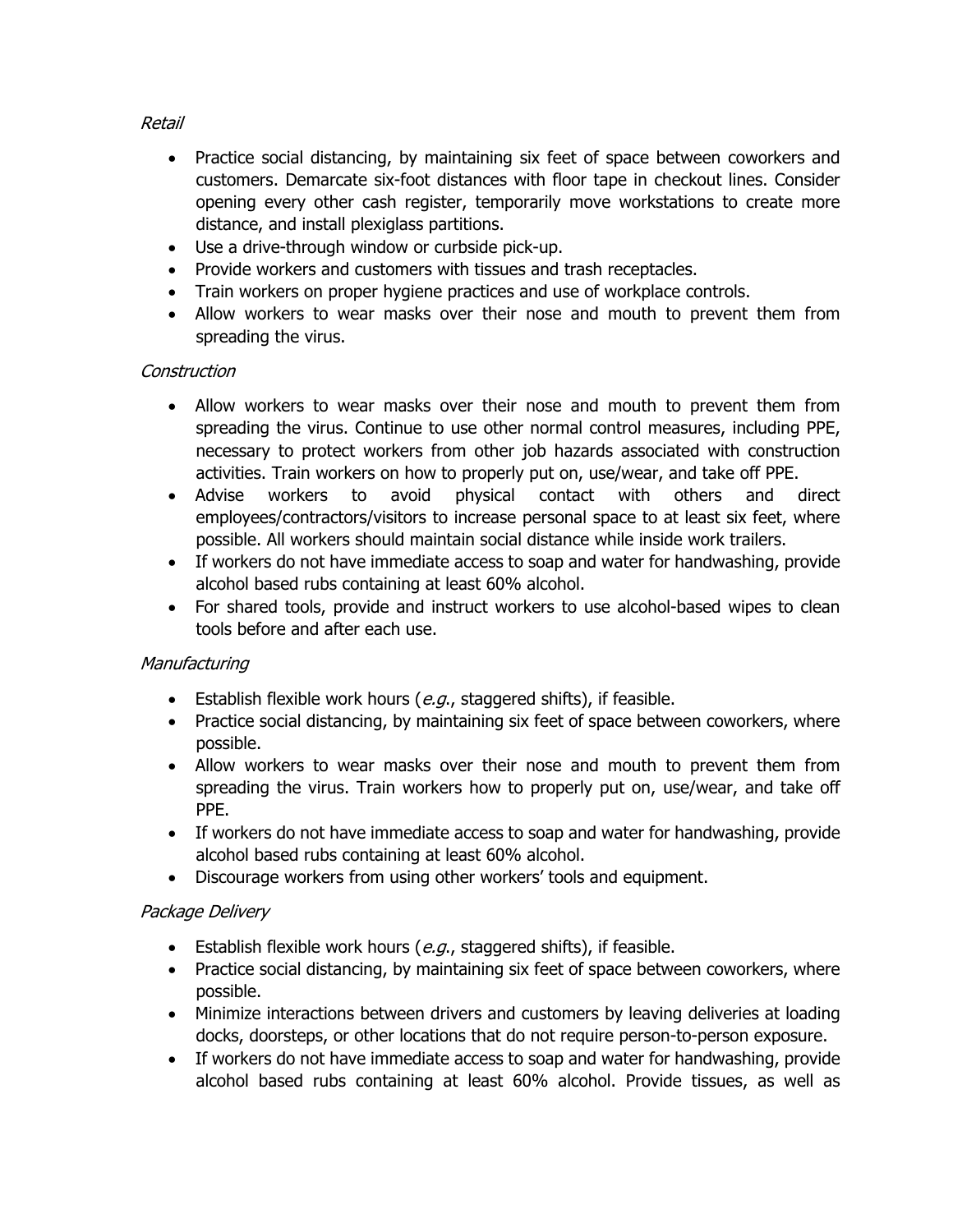*Retail*

- Practice social distancing, by maintaining six feet of space between coworkers and customers. Demarcate six-foot distances with floor tape in checkout lines. Consider opening every other cash register, temporarily move workstations to create more distance, and install plexiglass partitions.
- Use a drive-through window or curbside pick-up.
- Provide workers and customers with tissues and trash receptacles.
- Train workers on proper hygiene practices and use of workplace controls.
- Allow workers to wear masks over their nose and mouth to prevent them from spreading the virus.

*Construction*

- Allow workers to wear masks over their nose and mouth to prevent them from spreading the virus. Continue to use other normal control measures, including PPE, necessary to protect workers from other job hazards associated with construction activities. Train workers on how to properly put on, use/wear, and take off PPE.
- Advise workers to avoid physical contact with others and direct employees/contractors/visitors to increase personal space to at least six feet, where possible. All workers should maintain social distance while inside work trailers.
- If workers do not have immediate access to soap and water for handwashing, provide alcohol based rubs containing at least 60% alcohol.
- For shared tools, provide and instruct workers to use alcohol-based wipes to clean tools before and after each use.

*Manufacturing*

- Establish flexible work hours (*e.g.*, staggered shifts), if feasible.
- Practice social distancing, by maintaining six feet of space between coworkers, where possible.
- Allow workers to wear masks over their nose and mouth to prevent them from spreading the virus. Train workers how to properly put on, use/wear, and take off PPE.
- If workers do not have immediate access to soap and water for handwashing, provide alcohol based rubs containing at least 60% alcohol.
- Discourage workers from using other workers' tools and equipment.

*Package Delivery*

- Establish flexible work hours (*e.g.*, staggered shifts), if feasible.
- Practice social distancing, by maintaining six feet of space between coworkers, where possible.
- Minimize interactions between drivers and customers by leaving deliveries at loading docks, doorsteps, or other locations that do not require person-to-person exposure.
- If workers do not have immediate access to soap and water for handwashing, provide alcohol based rubs containing at least 60% alcohol. Provide tissues, as well as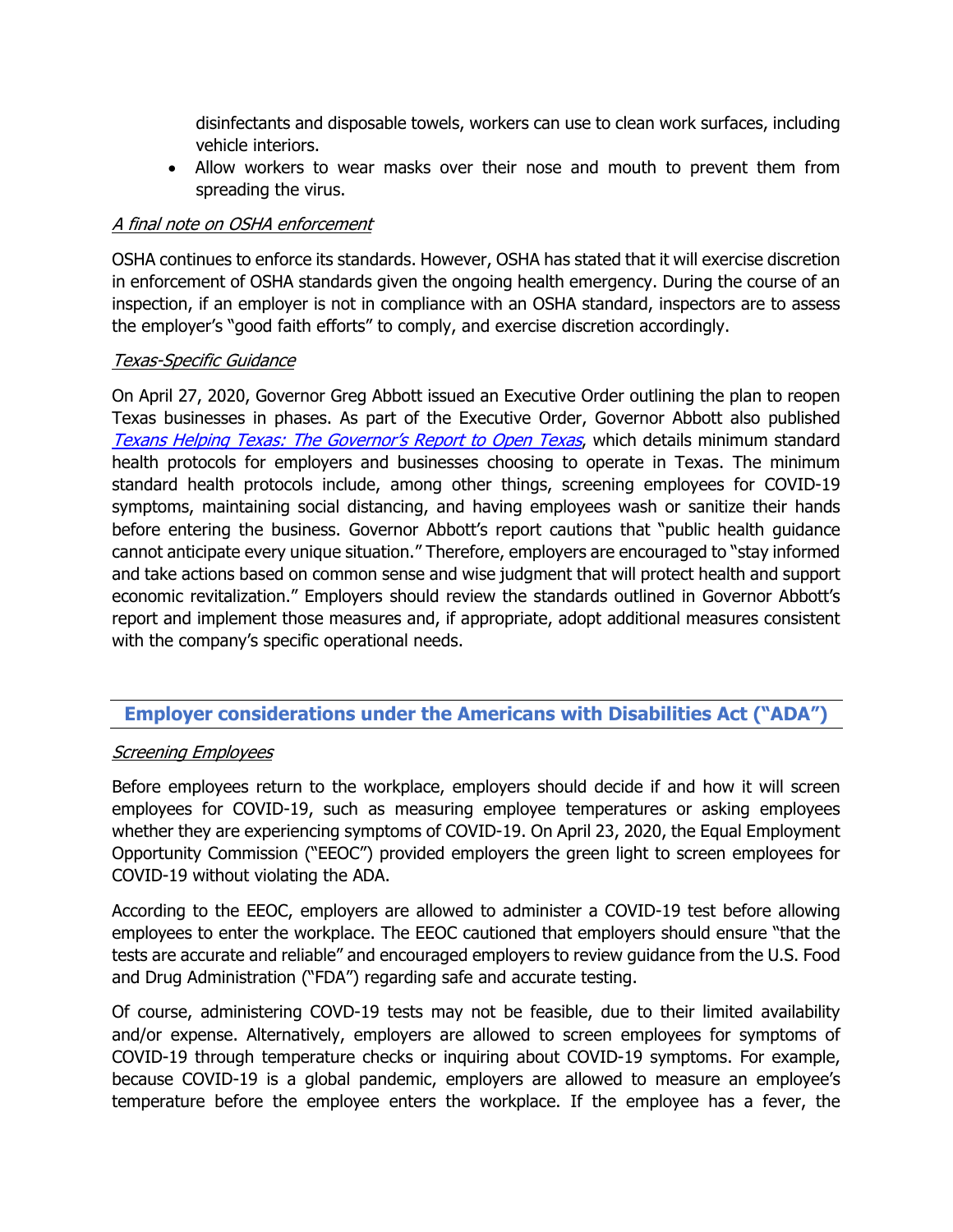disinfectants and disposable towels, workers can use to clean work surfaces, including vehicle interiors.

- Allow workers to wear masks over their nose and mouth to prevent them from spreading the virus.

*A final note on OSHA enforcement*

OSHA continues to enforce its standards. However, OSHA has stated that it will exercise discretion in enforcement of OSHA standards given the ongoing health emergency. During the course of an inspection, if an employer is not in compliance with an OSHA standard, inspectors are to assess the employer's "good faith efforts" to comply, and exercise discretion accordingly.

*Texas-Specific Guidance*

On April 27, 2020, Governor Greg Abbott issued an Executive Order outlining the plan to reopen Texas businesses in phases. As part of the Executive Order, Governor Abbott also published *Texans Helping Texas: The Governor's Report to Open Texas*, which details minimum standard health protocols for employers and businesses choosing to operate in Texas. The minimum standard health protocols include, among other things, screening employees for COVID-19 symptoms, maintaining social distancing, and having employees wash or sanitize their hands before entering the business. Governor Abbott's report cautions that "public health guidance cannot anticipate every unique situation." Therefore, employers are encouraged to "stay informed and take actions based on common sense and wise judgment that will protect health and support economic revitalization." Employers should review the standards outlined in Governor Abbott's report and implement those measures and, if appropriate, adopt additional measures consistent with the company's specific operational needs.

## Employer considerations under the Americans with Disabilities Act ("ADA")

*Screening Employees*

Before employees return to the workplace, employers should decide if and how it will screen employees for COVID-19, such as measuring employee temperatures or asking employees whether they are experiencing symptoms of COVID-19. On April 23, 2020, the Equal Employment Opportunity Commission ("EEOC") provided employers the green light to screen employees for COVID-19 without violating the ADA.

According to the EEOC, employers are allowed to administer a COVID-19 test before allowing employees to enter the workplace. The EEOC cautioned that employers should ensure "that the tests are accurate and reliable" and encouraged employers to review guidance from the U.S. Food and Drug Administration ("FDA") regarding safe and accurate testing.

Of course, administering COVD-19 tests may not be feasible, due to their limited availability and/or expense. Alternatively, employers are allowed to screen employees for symptoms of COVID-19 through temperature checks or inquiring about COVID-19 symptoms. For example, because COVID-19 is a global pandemic, employers are allowed to measure an employee's temperature before the employee enters the workplace. If the employee has a fever, the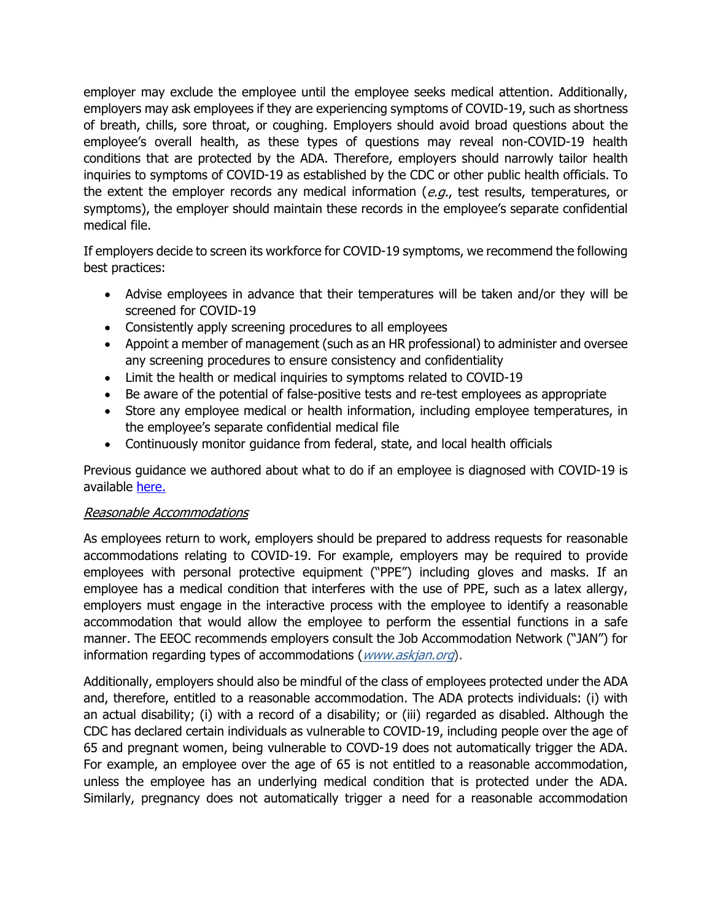employer may exclude the employee until the employee seeks medical attention. Additionally, employers may ask employees if they are experiencing symptoms of COVID-19, such as shortness of breath, chills, sore throat, or coughing. Employers should avoid broad questions about the employee's overall health, as these types of questions may reveal non-COVID-19 health conditions that are protected by the ADA. Therefore, employers should narrowly tailor health inquiries to symptoms of COVID-19 as established by the CDC or other public health officials. To the extent the employer records any medical information (*e.g.*, test results, temperatures, or symptoms), the employer should maintain these records in the employee's separate confidential medical file.

If employers decide to screen its workforce for COVID-19 symptoms, we recommend the following best practices:

- Advise employees in advance that their temperatures will be taken and/or they will be screened for COVID-19
- Consistently apply screening procedures to all employees
- Appoint a member of management (such as an HR professional) to administer and oversee any screening procedures to ensure consistency and confidentiality
- Limit the health or medical inquiries to symptoms related to COVID-19
- Be aware of the potential of false-positive tests and re-test employees as appropriate
- Store any employee medical or health information, including employee temperatures, in the employee's separate confidential medical file
- Continuously monitor guidance from federal, state, and local health officials

Previous guidance we authored about what to do if an employee is diagnosed with COVID-19 is available [here.]()

*Reasonable Accommodations*

As employees return to work, employers should be prepared to address requests for reasonable accommodations relating to COVID-19. For example, employers may be required to provide employees with personal protective equipment ("PPE") including gloves and masks. If an employee has a medical condition that interferes with the use of PPE, such as a latex allergy, employers must engage in the interactive process with the employee to identify a reasonable accommodation that would allow the employee to perform the essential functions in a safe manner. The EEOC recommends employers consult the Job Accommodation Network ("JAN") for information regarding types of accommodations (*www.askjan.org*).

Additionally, employers should also be mindful of the class of employees protected under the ADA and, therefore, entitled to a reasonable accommodation. The ADA protects individuals: (i) with an actual disability; (i) with a record of a disability; or (iii) regarded as disabled. Although the CDC has declared certain individuals as vulnerable to COVID-19, including people over the age of 65 and pregnant women, being vulnerable to COVD-19 does not automatically trigger the ADA. For example, an employee over the age of 65 is not entitled to a reasonable accommodation, unless the employee has an underlying medical condition that is protected under the ADA. Similarly, pregnancy does not automatically trigger a need for a reasonable accommodation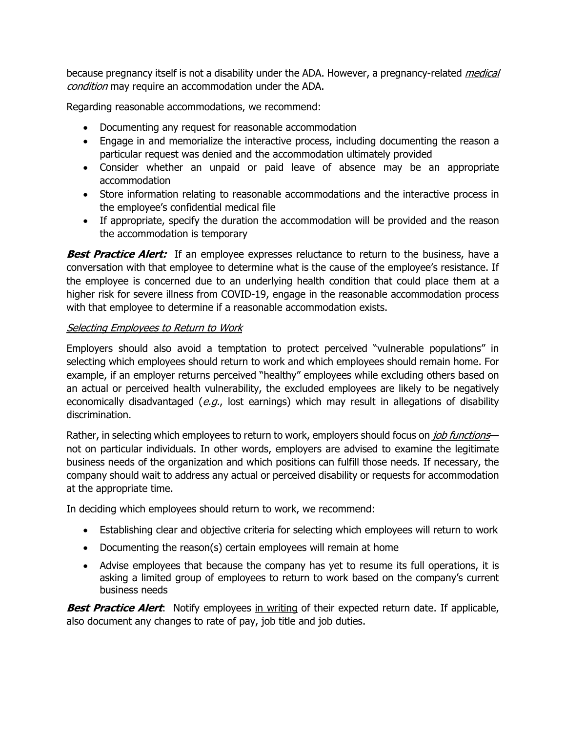because pregnancy itself is not a disability under the ADA. However, a pregnancy-related *medical condition* may require an accommodation under the ADA.

Regarding reasonable accommodations, we recommend:

- Documenting any request for reasonable accommodation
- Engage in and memorialize the interactive process, including documenting the reason a particular request was denied and the accommodation ultimately provided
- Consider whether an unpaid or paid leave of absence may be an appropriate accommodation
- Store information relating to reasonable accommodations and the interactive process in the employee's confidential medical file
- If appropriate, specify the duration the accommodation will be provided and the reason the accommodation is temporary

***Best Practice Alert:*** If an employee expresses reluctance to return to the business, have a conversation with that employee to determine what is the cause of the employee's resistance. If the employee is concerned due to an underlying health condition that could place them at a higher risk for severe illness from COVID-19, engage in the reasonable accommodation process with that employee to determine if a reasonable accommodation exists.

*Selecting Employees to Return to Work*

Employers should also avoid a temptation to protect perceived "vulnerable populations" in selecting which employees should return to work and which employees should remain home. For example, if an employer returns perceived "healthy" employees while excluding others based on an actual or perceived health vulnerability, the excluded employees are likely to be negatively economically disadvantaged (*e.g.*, lost earnings) which may result in allegations of disability discrimination.

Rather, in selecting which employees to return to work, employers should focus on *job functions*—not on particular individuals. In other words, employers are advised to examine the legitimate business needs of the organization and which positions can fulfill those needs. If necessary, the company should wait to address any actual or perceived disability or requests for accommodation at the appropriate time.

In deciding which employees should return to work, we recommend:

- Establishing clear and objective criteria for selecting which employees will return to work
- Documenting the reason(s) certain employees will remain at home
- Advise employees that because the company has yet to resume its full operations, it is asking a limited group of employees to return to work based on the company's current business needs

***Best Practice Alert***: Notify employees in writing of their expected return date. If applicable, also document any changes to rate of pay, job title and job duties.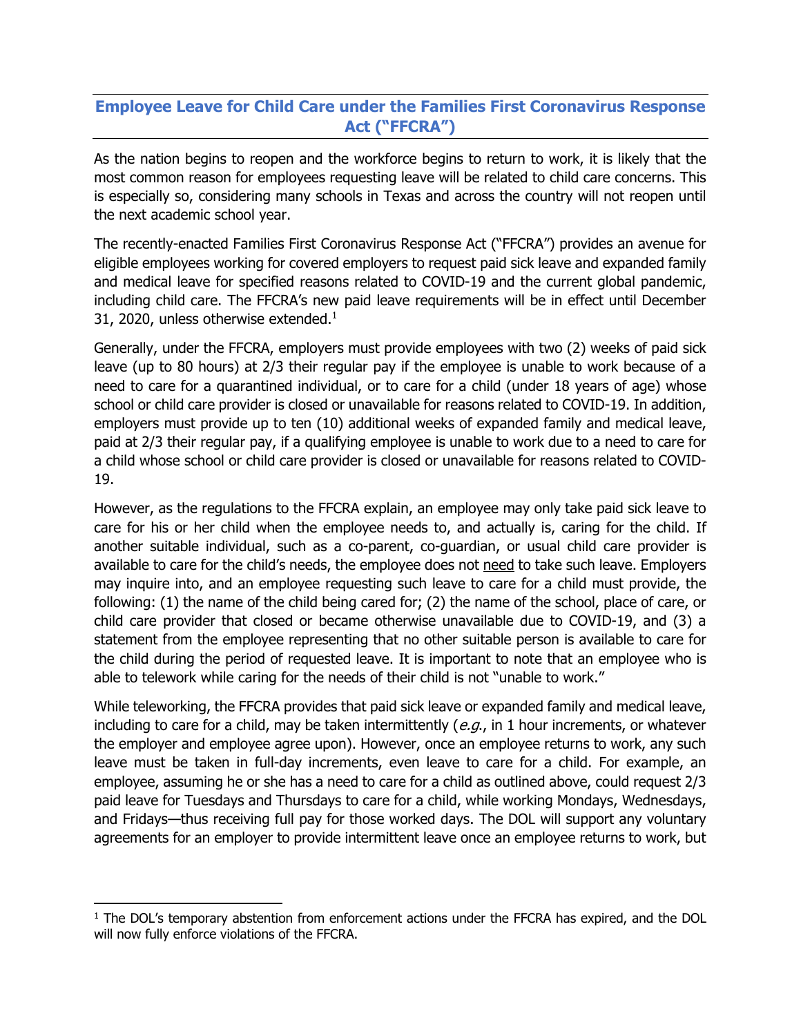## Employee Leave for Child Care under the Families First Coronavirus Response Act ("FFCRA")

As the nation begins to reopen and the workforce begins to return to work, it is likely that the most common reason for employees requesting leave will be related to child care concerns. This is especially so, considering many schools in Texas and across the country will not reopen until the next academic school year.

The recently-enacted Families First Coronavirus Response Act ("FFCRA") provides an avenue for eligible employees working for covered employers to request paid sick leave and expanded family and medical leave for specified reasons related to COVID-19 and the current global pandemic, including child care. The FFCRA's new paid leave requirements will be in effect until December 31, 2020, unless otherwise extended.[1]

Generally, under the FFCRA, employers must provide employees with two (2) weeks of paid sick leave (up to 80 hours) at 2/3 their regular pay if the employee is unable to work because of a need to care for a quarantined individual, or to care for a child (under 18 years of age) whose school or child care provider is closed or unavailable for reasons related to COVID-19. In addition, employers must provide up to ten (10) additional weeks of expanded family and medical leave, paid at 2/3 their regular pay, if a qualifying employee is unable to work due to a need to care for a child whose school or child care provider is closed or unavailable for reasons related to COVID-19.

However, as the regulations to the FFCRA explain, an employee may only take paid sick leave to care for his or her child when the employee needs to, and actually is, caring for the child. If another suitable individual, such as a co-parent, co-guardian, or usual child care provider is available to care for the child's needs, the employee does not <u>need</u> to take such leave. Employers may inquire into, and an employee requesting such leave to care for a child must provide, the following: (1) the name of the child being cared for; (2) the name of the school, place of care, or child care provider that closed or became otherwise unavailable due to COVID-19, and (3) a statement from the employee representing that no other suitable person is available to care for the child during the period of requested leave. It is important to note that an employee who is able to telework while caring for the needs of their child is not "unable to work."

While teleworking, the FFCRA provides that paid sick leave or expanded family and medical leave, including to care for a child, may be taken intermittently (*e.g.*, in 1 hour increments, or whatever the employer and employee agree upon). However, once an employee returns to work, any such leave must be taken in full-day increments, even leave to care for a child. For example, an employee, assuming he or she has a need to care for a child as outlined above, could request 2/3 paid leave for Tuesdays and Thursdays to care for a child, while working Mondays, Wednesdays, and Fridays—thus receiving full pay for those worked days. The DOL will support any voluntary agreements for an employer to provide intermittent leave once an employee returns to work, but

---

[1] The DOL's temporary abstention from enforcement actions under the FFCRA has expired, and the DOL will now fully enforce violations of the FFCRA.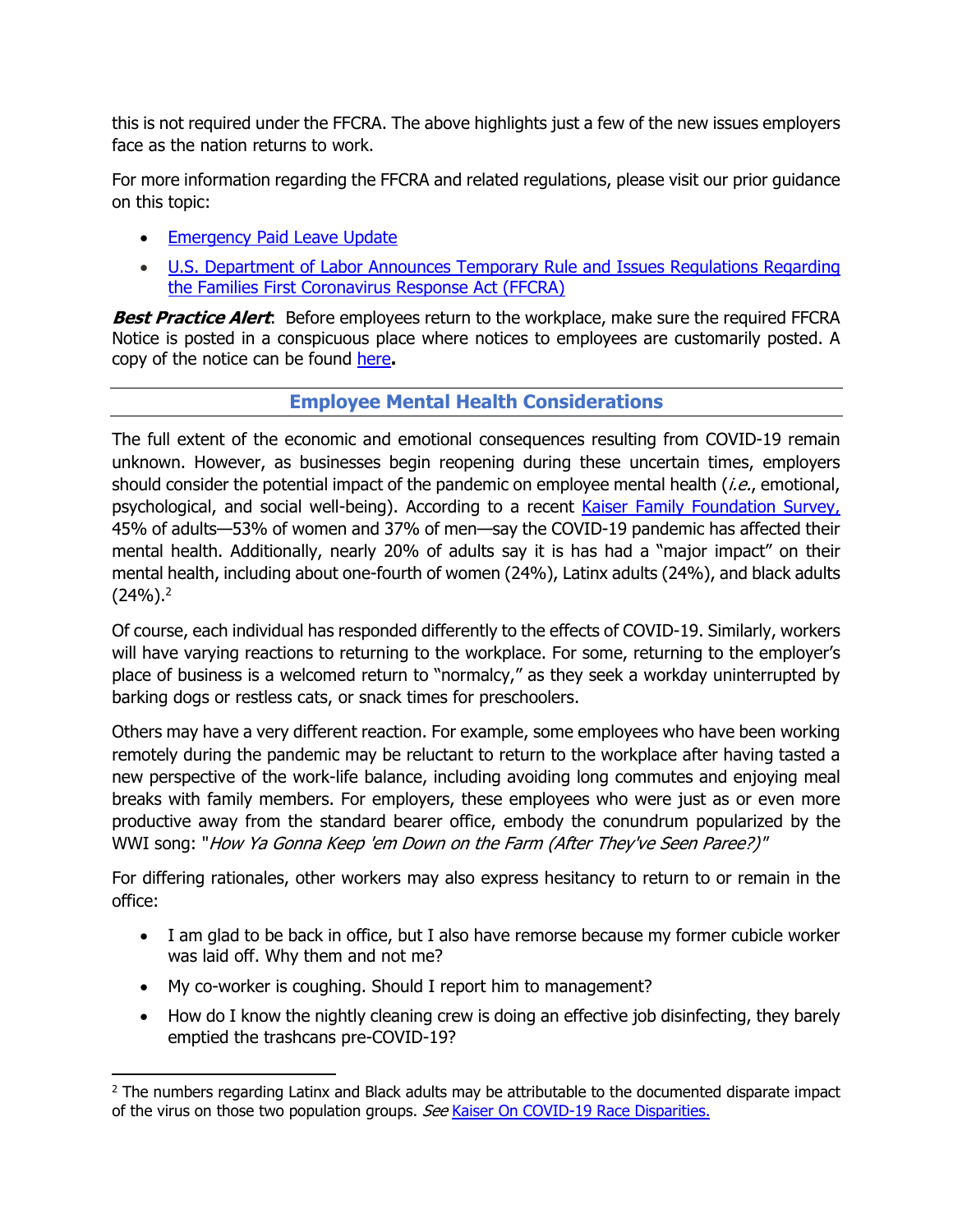this is not required under the FFCRA. The above highlights just a few of the new issues employers face as the nation returns to work.

For more information regarding the FFCRA and related regulations, please visit our prior guidance on this topic:

- Emergency Paid Leave Update
- U.S. Department of Labor Announces Temporary Rule and Issues Regulations Regarding the Families First Coronavirus Response Act (FFCRA)

***Best Practice Alert***: Before employees return to the workplace, make sure the required FFCRA Notice is posted in a conspicuous place where notices to employees are customarily posted. A copy of the notice can be found here**.**

## Employee Mental Health Considerations

The full extent of the economic and emotional consequences resulting from COVID-19 remain unknown. However, as businesses begin reopening during these uncertain times, employers should consider the potential impact of the pandemic on employee mental health (*i.e.*, emotional, psychological, and social well-being). According to a recent Kaiser Family Foundation Survey, 45% of adults—53% of women and 37% of men—say the COVID-19 pandemic has affected their mental health. Additionally, nearly 20% of adults say it is has had a "major impact" on their mental health, including about one-fourth of women (24%), Latinx adults (24%), and black adults (24%).[2]

Of course, each individual has responded differently to the effects of COVID-19. Similarly, workers will have varying reactions to returning to the workplace. For some, returning to the employer's place of business is a welcomed return to "normalcy," as they seek a workday uninterrupted by barking dogs or restless cats, or snack times for preschoolers.

Others may have a very different reaction. For example, some employees who have been working remotely during the pandemic may be reluctant to return to the workplace after having tasted a new perspective of the work-life balance, including avoiding long commutes and enjoying meal breaks with family members. For employers, these employees who were just as or even more productive away from the standard bearer office, embody the conundrum popularized by the WWI song: "*How Ya Gonna Keep 'em Down on the Farm (After They've Seen Paree?)*"

For differing rationales, other workers may also express hesitancy to return to or remain in the office:

- I am glad to be back in office, but I also have remorse because my former cubicle worker was laid off. Why them and not me?
- My co-worker is coughing. Should I report him to management?
- How do I know the nightly cleaning crew is doing an effective job disinfecting, they barely emptied the trashcans pre-COVID-19?

[2] The numbers regarding Latinx and Black adults may be attributable to the documented disparate impact of the virus on those two population groups. *See* Kaiser On COVID-19 Race Disparities.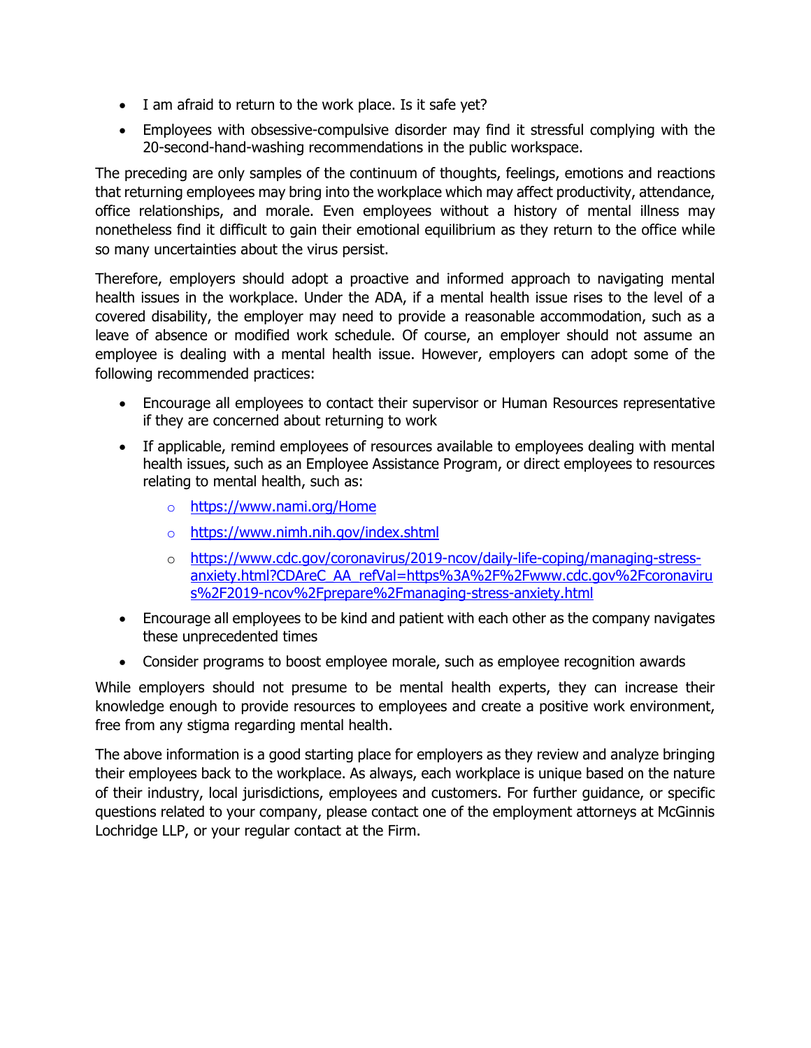- I am afraid to return to the work place. Is it safe yet?
- Employees with obsessive-compulsive disorder may find it stressful complying with the 20-second-hand-washing recommendations in the public workspace.

The preceding are only samples of the continuum of thoughts, feelings, emotions and reactions that returning employees may bring into the workplace which may affect productivity, attendance, office relationships, and morale. Even employees without a history of mental illness may nonetheless find it difficult to gain their emotional equilibrium as they return to the office while so many uncertainties about the virus persist.

Therefore, employers should adopt a proactive and informed approach to navigating mental health issues in the workplace. Under the ADA, if a mental health issue rises to the level of a covered disability, the employer may need to provide a reasonable accommodation, such as a leave of absence or modified work schedule. Of course, an employer should not assume an employee is dealing with a mental health issue. However, employers can adopt some of the following recommended practices:

- Encourage all employees to contact their supervisor or Human Resources representative if they are concerned about returning to work
- If applicable, remind employees of resources available to employees dealing with mental health issues, such as an Employee Assistance Program, or direct employees to resources relating to mental health, such as:
  - https://www.nami.org/Home
  - https://www.nimh.nih.gov/index.shtml
  - https://www.cdc.gov/coronavirus/2019-ncov/daily-life-coping/managing-stress-anxiety.html?CDAreC_AA_refVal=https%3A%2F%2Fwww.cdc.gov%2Fcoronavirus%2F2019-ncov%2Fprepare%2Fmanaging-stress-anxiety.html
- Encourage all employees to be kind and patient with each other as the company navigates these unprecedented times
- Consider programs to boost employee morale, such as employee recognition awards

While employers should not presume to be mental health experts, they can increase their knowledge enough to provide resources to employees and create a positive work environment, free from any stigma regarding mental health.

The above information is a good starting place for employers as they review and analyze bringing their employees back to the workplace. As always, each workplace is unique based on the nature of their industry, local jurisdictions, employees and customers. For further guidance, or specific questions related to your company, please contact one of the employment attorneys at McGinnis Lochridge LLP, or your regular contact at the Firm.